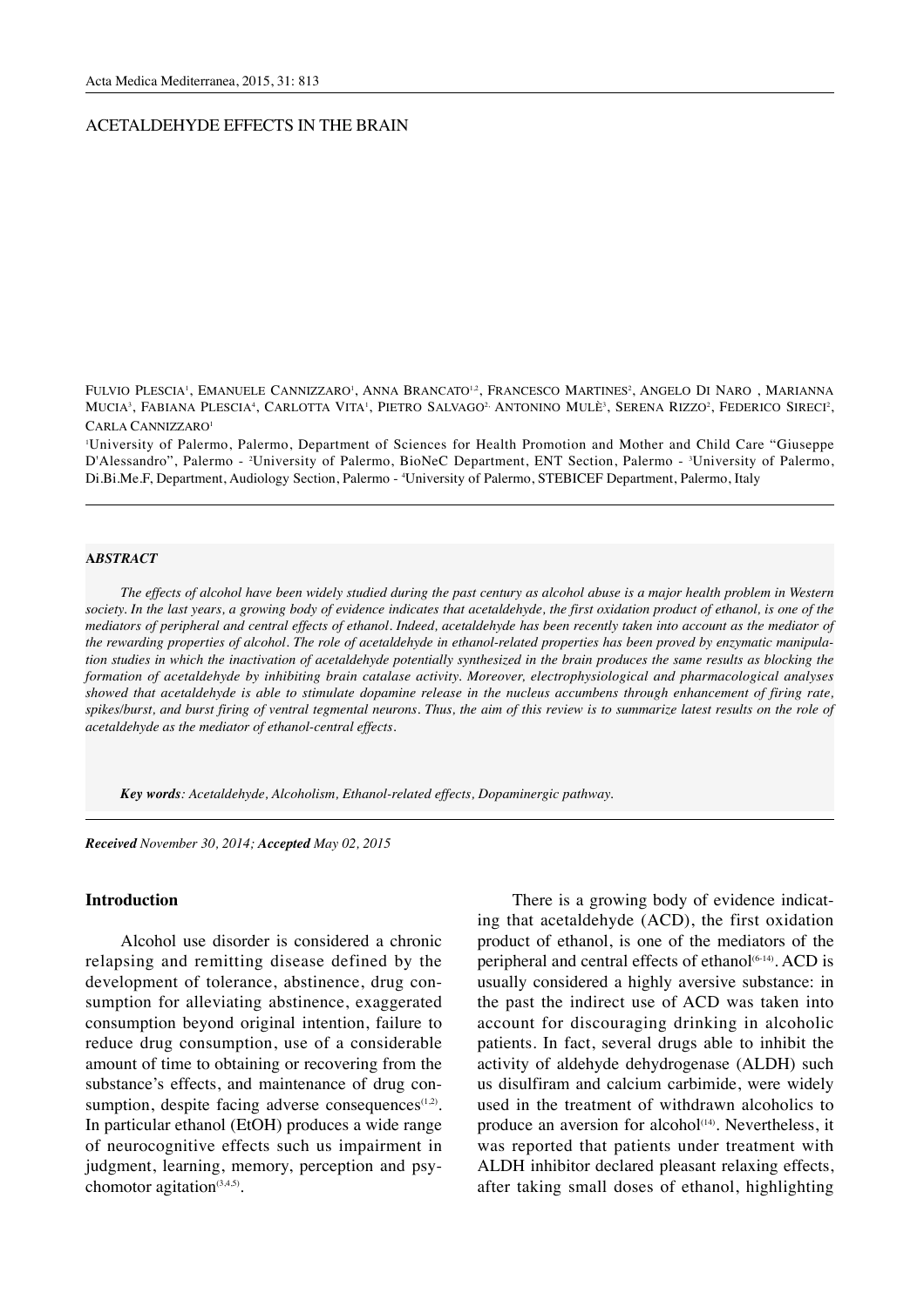# ACETALDEHYDE EFFECTS IN THE BRAIN

Fulvio Plescia[1], Emanuele Cannizzaro[1], Anna Brancato[1,2], Francesco Martines[2], Angelo Di Naro , Marianna Mucia[3], Fabiana Plescia[4], Carlotta Vita[1], Pietro Salvago[2,] Antonino Mulè[3], Serena Rizzo[2], Federico Sireci[2], Carla Cannizzaro[1]

[1]University of Palermo, Palermo, Department of Sciences for Health Promotion and Mother and Child Care "Giuseppe D'Alessandro", Palermo - [2]University of Palermo, BioNeC Department, ENT Section, Palermo - [3]University of Palermo, Di.Bi.Me.F, Department, Audiology Section, Palermo - [4]University of Palermo, STEBICEF Department, Palermo, Italy

### ABSTRACT

*The effects of alcohol have been widely studied during the past century as alcohol abuse is a major health problem in Western society. In the last years, a growing body of evidence indicates that acetaldehyde, the first oxidation product of ethanol, is one of the mediators of peripheral and central effects of ethanol. Indeed, acetaldehyde has been recently taken into account as the mediator of the rewarding properties of alcohol. The role of acetaldehyde in ethanol-related properties has been proved by enzymatic manipulation studies in which the inactivation of acetaldehyde potentially synthesized in the brain produces the same results as blocking the formation of acetaldehyde by inhibiting brain catalase activity. Moreover, electrophysiological and pharmacological analyses showed that acetaldehyde is able to stimulate dopamine release in the nucleus accumbens through enhancement of firing rate, spikes/burst, and burst firing of ventral tegmental neurons. Thus, the aim of this review is to summarize latest results on the role of acetaldehyde as the mediator of ethanol-central effects.*

***Key words**: Acetaldehyde, Alcoholism, Ethanol-related effects, Dopaminergic pathway.*

***Received** November 30, 2014; **Accepted** May 02, 2015*

## Introduction

Alcohol use disorder is considered a chronic relapsing and remitting disease defined by the development of tolerance, abstinence, drug consumption for alleviating abstinence, exaggerated consumption beyond original intention, failure to reduce drug consumption, use of a considerable amount of time to obtaining or recovering from the substance's effects, and maintenance of drug consumption, despite facing adverse consequences[1,2]. In particular ethanol (EtOH) produces a wide range of neurocognitive effects such us impairment in judgment, learning, memory, perception and psychomotor agitation[3,4,5].

There is a growing body of evidence indicating that acetaldehyde (ACD), the first oxidation product of ethanol, is one of the mediators of the peripheral and central effects of ethanol[6-14]. ACD is usually considered a highly aversive substance: in the past the indirect use of ACD was taken into account for discouraging drinking in alcoholic patients. In fact, several drugs able to inhibit the activity of aldehyde dehydrogenase (ALDH) such us disulfiram and calcium carbimide, were widely used in the treatment of withdrawn alcoholics to produce an aversion for alcohol[14]. Nevertheless, it was reported that patients under treatment with ALDH inhibitor declared pleasant relaxing effects, after taking small doses of ethanol, highlighting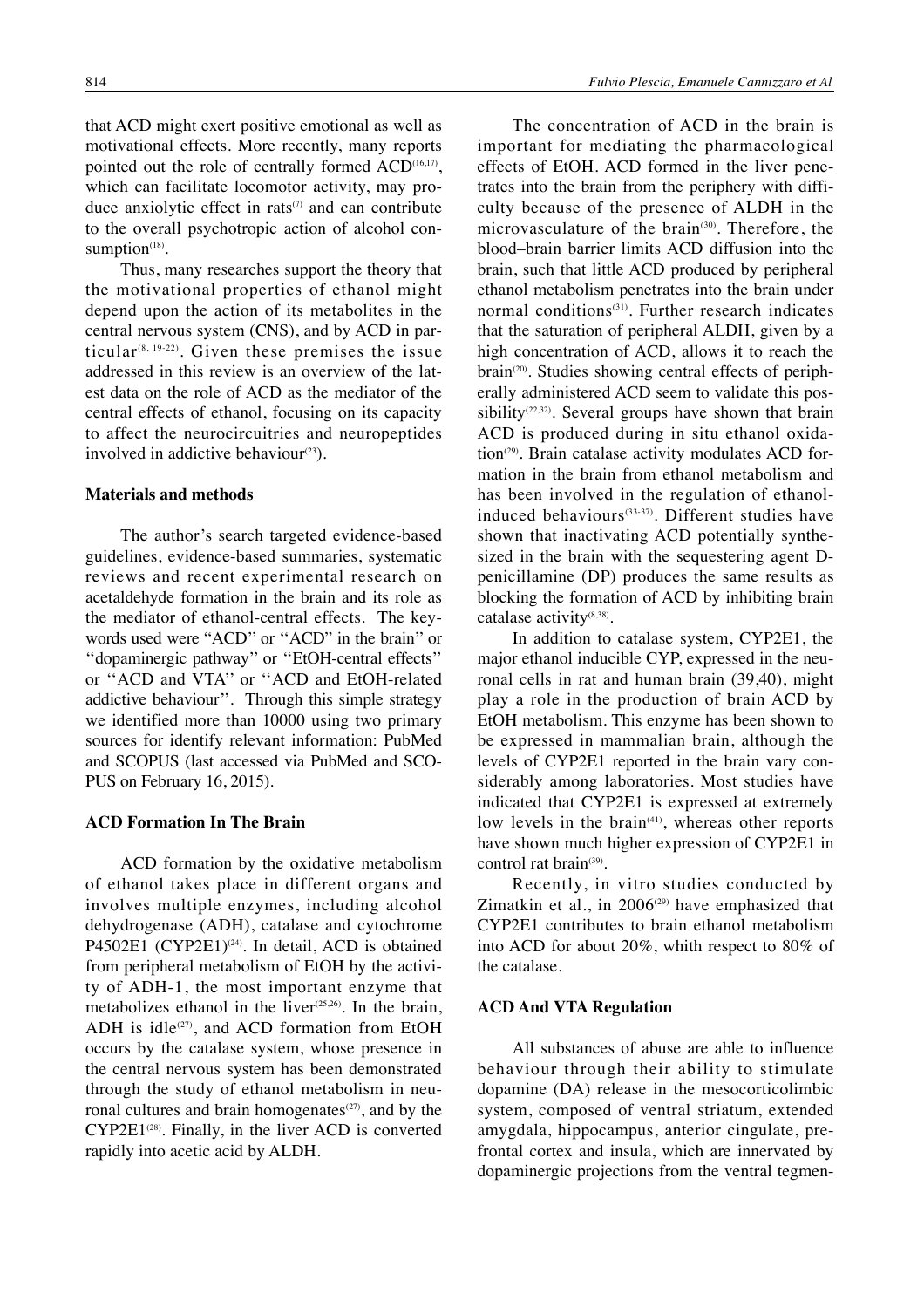that ACD might exert positive emotional as well as motivational effects. More recently, many reports pointed out the role of centrally formed ACD[16,17], which can facilitate locomotor activity, may produce anxiolytic effect in rats[7] and can contribute to the overall psychotropic action of alcohol consumption[18].

Thus, many researches support the theory that the motivational properties of ethanol might depend upon the action of its metabolites in the central nervous system (CNS), and by ACD in particular[8, 19-22]. Given these premises the issue addressed in this review is an overview of the latest data on the role of ACD as the mediator of the central effects of ethanol, focusing on its capacity to affect the neurocircuitries and neuropeptides involved in addictive behaviour[23]).

### Materials and methods

The author's search targeted evidence-based guidelines, evidence-based summaries, systematic reviews and recent experimental research on acetaldehyde formation in the brain and its role as the mediator of ethanol-central effects. The keywords used were "ACD" or "ACD" in the brain" or "dopaminergic pathway" or "EtOH-central effects" or "ACD and VTA" or "ACD and EtOH-related addictive behaviour". Through this simple strategy we identified more than 10000 using two primary sources for identify relevant information: PubMed and SCOPUS (last accessed via PubMed and SCOPUS on February 16, 2015).

### ACD Formation In The Brain

ACD formation by the oxidative metabolism of ethanol takes place in different organs and involves multiple enzymes, including alcohol dehydrogenase (ADH), catalase and cytochrome P4502E1 (CYP2E1)[24]. In detail, ACD is obtained from peripheral metabolism of EtOH by the activity of ADH-1, the most important enzyme that metabolizes ethanol in the liver[25,26]. In the brain, ADH is idle[27], and ACD formation from EtOH occurs by the catalase system, whose presence in the central nervous system has been demonstrated through the study of ethanol metabolism in neuronal cultures and brain homogenates[27], and by the CYP2E1[28]. Finally, in the liver ACD is converted rapidly into acetic acid by ALDH.

The concentration of ACD in the brain is important for mediating the pharmacological effects of EtOH. ACD formed in the liver penetrates into the brain from the periphery with difficulty because of the presence of ALDH in the microvasculature of the brain[30]. Therefore, the blood–brain barrier limits ACD diffusion into the brain, such that little ACD produced by peripheral ethanol metabolism penetrates into the brain under normal conditions[31]. Further research indicates that the saturation of peripheral ALDH, given by a high concentration of ACD, allows it to reach the brain[20]. Studies showing central effects of peripherally administered ACD seem to validate this possibility[22,32]. Several groups have shown that brain ACD is produced during in situ ethanol oxidation[29]. Brain catalase activity modulates ACD formation in the brain from ethanol metabolism and has been involved in the regulation of ethanol-induced behaviours[33-37]. Different studies have shown that inactivating ACD potentially synthesized in the brain with the sequestering agent D-penicillamine (DP) produces the same results as blocking the formation of ACD by inhibiting brain catalase activity[8,38].

In addition to catalase system, CYP2E1, the major ethanol inducible CYP, expressed in the neuronal cells in rat and human brain (39,40), might play a role in the production of brain ACD by EtOH metabolism. This enzyme has been shown to be expressed in mammalian brain, although the levels of CYP2E1 reported in the brain vary considerably among laboratories. Most studies have indicated that CYP2E1 is expressed at extremely low levels in the brain[41], whereas other reports have shown much higher expression of CYP2E1 in control rat brain[39].

Recently, in vitro studies conducted by Zimatkin et al., in 2006[29] have emphasized that CYP2E1 contributes to brain ethanol metabolism into ACD for about 20%, whith respect to 80% of the catalase.

### ACD And VTA Regulation

All substances of abuse are able to influence behaviour through their ability to stimulate dopamine (DA) release in the mesocorticolimbic system, composed of ventral striatum, extended amygdala, hippocampus, anterior cingulate, prefrontal cortex and insula, which are innervated by dopaminergic projections from the ventral tegmen-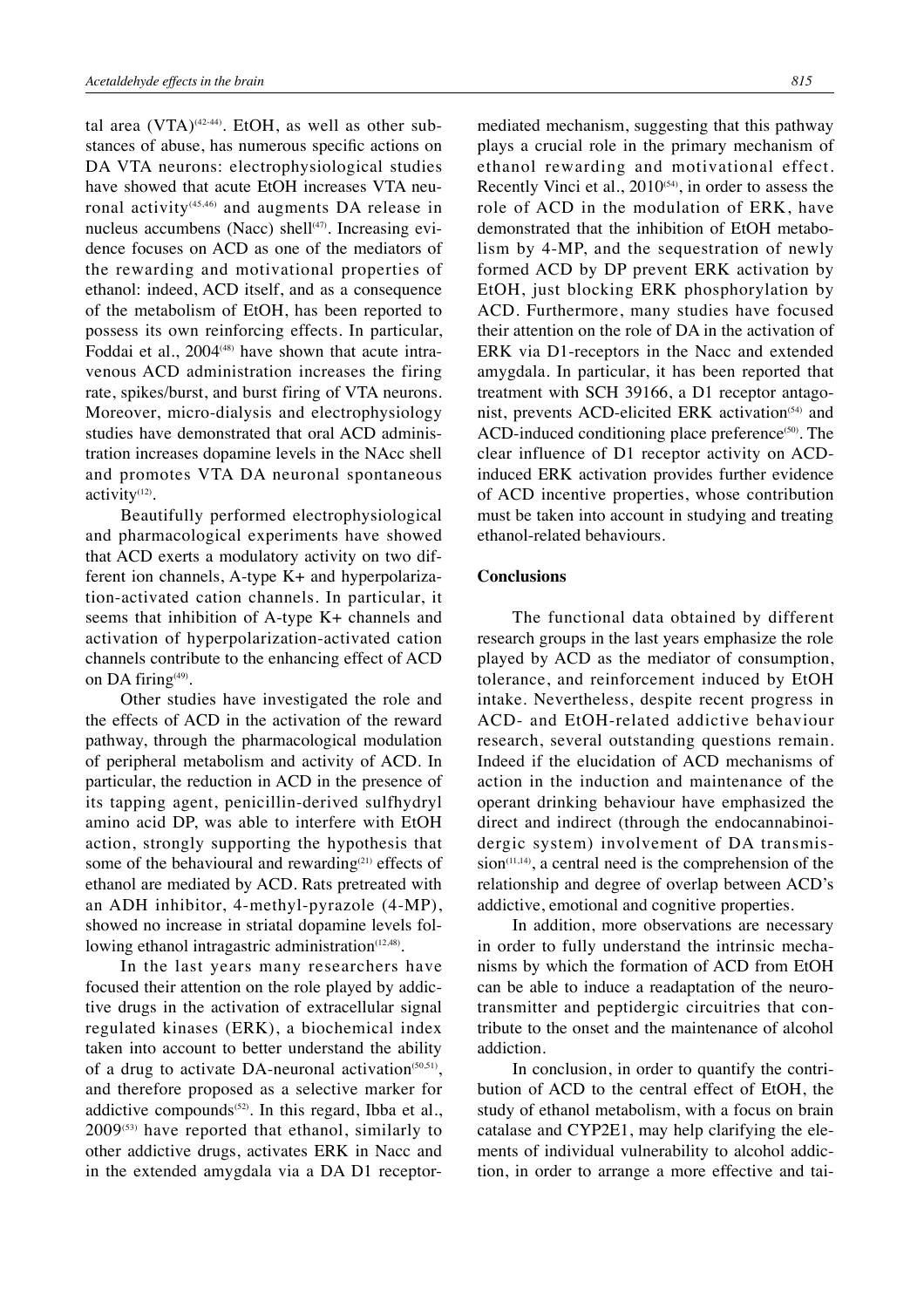tal area (VTA)[42-44]. EtOH, as well as other substances of abuse, has numerous specific actions on DA VTA neurons: electrophysiological studies have showed that acute EtOH increases VTA neuronal activity[45,46] and augments DA release in nucleus accumbens (Nacc) shell[47]. Increasing evidence focuses on ACD as one of the mediators of the rewarding and motivational properties of ethanol: indeed, ACD itself, and as a consequence of the metabolism of EtOH, has been reported to possess its own reinforcing effects. In particular, Foddai et al., 2004[48] have shown that acute intravenous ACD administration increases the firing rate, spikes/burst, and burst firing of VTA neurons. Moreover, micro-dialysis and electrophysiology studies have demonstrated that oral ACD administration increases dopamine levels in the NAcc shell and promotes VTA DA neuronal spontaneous activity[12].

Beautifully performed electrophysiological and pharmacological experiments have showed that ACD exerts a modulatory activity on two different ion channels, A-type K+ and hyperpolarization-activated cation channels. In particular, it seems that inhibition of A-type K+ channels and activation of hyperpolarization-activated cation channels contribute to the enhancing effect of ACD on DA firing[49].

Other studies have investigated the role and the effects of ACD in the activation of the reward pathway, through the pharmacological modulation of peripheral metabolism and activity of ACD. In particular, the reduction in ACD in the presence of its tapping agent, penicillin-derived sulfhydryl amino acid DP, was able to interfere with EtOH action, strongly supporting the hypothesis that some of the behavioural and rewarding[21] effects of ethanol are mediated by ACD. Rats pretreated with an ADH inhibitor, 4-methyl-pyrazole (4-MP), showed no increase in striatal dopamine levels following ethanol intragastric administration[12,48].

In the last years many researchers have focused their attention on the role played by addictive drugs in the activation of extracellular signal regulated kinases (ERK), a biochemical index taken into account to better understand the ability of a drug to activate DA-neuronal activation[50,51], and therefore proposed as a selective marker for addictive compounds[52]. In this regard, Ibba et al., 2009[53] have reported that ethanol, similarly to other addictive drugs, activates ERK in Nacc and in the extended amygdala via a DA D1 receptor-mediated mechanism, suggesting that this pathway plays a crucial role in the primary mechanism of ethanol rewarding and motivational effect. Recently Vinci et al., 2010[54], in order to assess the role of ACD in the modulation of ERK, have demonstrated that the inhibition of EtOH metabolism by 4-MP, and the sequestration of newly formed ACD by DP prevent ERK activation by EtOH, just blocking ERK phosphorylation by ACD. Furthermore, many studies have focused their attention on the role of DA in the activation of ERK via D1-receptors in the Nacc and extended amygdala. In particular, it has been reported that treatment with SCH 39166, a D1 receptor antagonist, prevents ACD-elicited ERK activation[54] and ACD-induced conditioning place preference[50]. The clear influence of D1 receptor activity on ACD-induced ERK activation provides further evidence of ACD incentive properties, whose contribution must be taken into account in studying and treating ethanol-related behaviours.

## Conclusions

The functional data obtained by different research groups in the last years emphasize the role played by ACD as the mediator of consumption, tolerance, and reinforcement induced by EtOH intake. Nevertheless, despite recent progress in ACD- and EtOH-related addictive behaviour research, several outstanding questions remain. Indeed if the elucidation of ACD mechanisms of action in the induction and maintenance of the operant drinking behaviour have emphasized the direct and indirect (through the endocannabinoidergic system) involvement of DA transmission[11,14], a central need is the comprehension of the relationship and degree of overlap between ACD's addictive, emotional and cognitive properties.

In addition, more observations are necessary in order to fully understand the intrinsic mechanisms by which the formation of ACD from EtOH can be able to induce a readaptation of the neurotransmitter and peptidergic circuitries that contribute to the onset and the maintenance of alcohol addiction.

In conclusion, in order to quantify the contribution of ACD to the central effect of EtOH, the study of ethanol metabolism, with a focus on brain catalase and CYP2E1, may help clarifying the elements of individual vulnerability to alcohol addiction, in order to arrange a more effective and tai-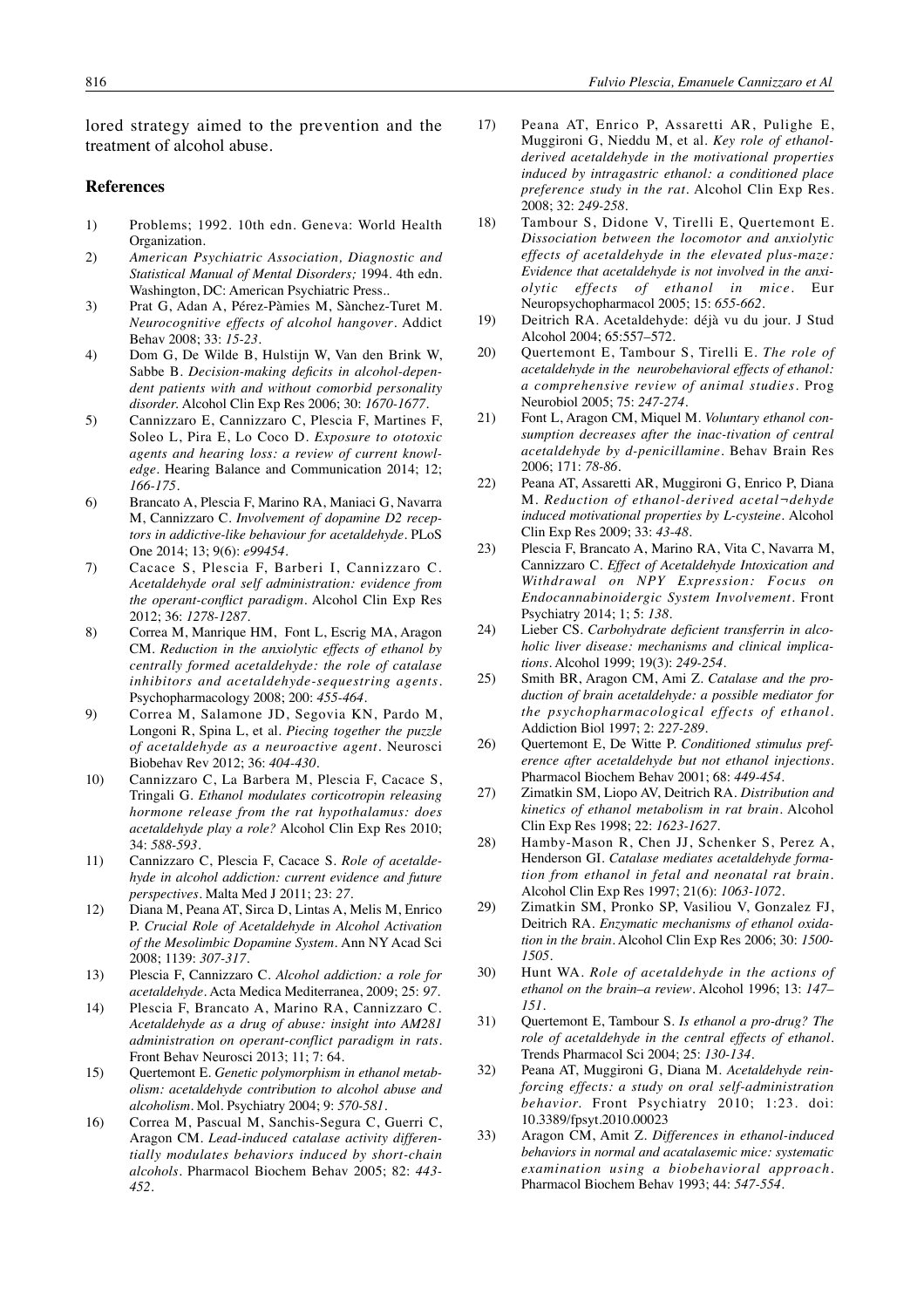lored strategy aimed to the prevention and the treatment of alcohol abuse.

## References

1) Problems; 1992. 10th edn. Geneva: World Health Organization.
2) *American Psychiatric Association, Diagnostic and Statistical Manual of Mental Disorders;* 1994. 4th edn. Washington, DC: American Psychiatric Press..
3) Prat G, Adan A, Pérez-Pàmies M, Sànchez-Turet M. *Neurocognitive effects of alcohol hangover*. Addict Behav 2008; 33: *15-23*.
4) Dom G, De Wilde B, Hulstijn W, Van den Brink W, Sabbe B. *Decision-making deficits in alcohol-dependent patients with and without comorbid personality disorder*. Alcohol Clin Exp Res 2006; 30: *1670-1677*.
5) Cannizzaro E, Cannizzaro C, Plescia F, Martines F, Soleo L, Pira E, Lo Coco D. *Exposure to ototoxic agents and hearing loss: a review of current knowledge*. Hearing Balance and Communication 2014; 12; *166-175*.
6) Brancato A, Plescia F, Marino RA, Maniaci G, Navarra M, Cannizzaro C. *Involvement of dopamine D2 receptors in addictive-like behaviour for acetaldehyde*. PLoS One 2014; 13; 9(6): *e99454*.
7) Cacace S, Plescia F, Barberi I, Cannizzaro C. *Acetaldehyde oral self administration: evidence from the operant-conflict paradigm*. Alcohol Clin Exp Res 2012; 36: *1278-1287*.
8) Correa M, Manrique HM, Font L, Escrig MA, Aragon CM. *Reduction in the anxiolytic effects of ethanol by centrally formed acetaldehyde: the role of catalase inhibitors and acetaldehyde-sequestring agents*. Psychopharmacology 2008; 200: *455-464*.
9) Correa M, Salamone JD, Segovia KN, Pardo M, Longoni R, Spina L, et al. *Piecing together the puzzle of acetaldehyde as a neuroactive agent*. Neurosci Biobehav Rev 2012; 36: *404-430*.
10) Cannizzaro C, La Barbera M, Plescia F, Cacace S, Tringali G. *Ethanol modulates corticotropin releasing hormone release from the rat hypothalamus: does acetaldehyde play a role?* Alcohol Clin Exp Res 2010; 34: *588-593*.
11) Cannizzaro C, Plescia F, Cacace S. *Role of acetaldehyde in alcohol addiction: current evidence and future perspectives*. Malta Med J 2011; 23: *27*.
12) Diana M, Peana AT, Sirca D, Lintas A, Melis M, Enrico P. *Crucial Role of Acetaldehyde in Alcohol Activation of the Mesolimbic Dopamine System*. Ann NY Acad Sci 2008; 1139: *307-317*.
13) Plescia F, Cannizzaro C. *Alcohol addiction: a role for acetaldehyde*. Acta Medica Mediterranea, 2009; 25: *97*.
14) Plescia F, Brancato A, Marino RA, Cannizzaro C. *Acetaldehyde as a drug of abuse: insight into AM281 administration on operant-conflict paradigm in rats*. Front Behav Neurosci 2013; 11; 7: 64.
15) Quertemont E. *Genetic polymorphism in ethanol metabolism: acetaldehyde contribution to alcohol abuse and alcoholism*. Mol. Psychiatry 2004; 9: *570-581*.
16) Correa M, Pascual M, Sanchis-Segura C, Guerri C, Aragon CM. *Lead-induced catalase activity differentially modulates behaviors induced by short-chain alcohols*. Pharmacol Biochem Behav 2005; 82: *443-452*.
17) Peana AT, Enrico P, Assaretti AR, Pulighe E, Muggironi G, Nieddu M, et al. *Key role of ethanol-derived acetaldehyde in the motivational properties induced by intragastric ethanol: a conditioned place preference study in the rat*. Alcohol Clin Exp Res. 2008; 32: *249-258*.
18) Tambour S, Didone V, Tirelli E, Quertemont E. *Dissociation between the locomotor and anxiolytic effects of acetaldehyde in the elevated plus-maze: Evidence that acetaldehyde is not involved in the anxiolytic effects of ethanol in mice*. Eur Neuropsychopharmacol 2005; 15: *655-662*.
19) Deitrich RA. Acetaldehyde: déjà vu du jour. J Stud Alcohol 2004; 65:557–572.
20) Quertemont E, Tambour S, Tirelli E. *The role of acetaldehyde in the neurobehavioral effects of ethanol: a comprehensive review of animal studies*. Prog Neurobiol 2005; 75: *247-274*.
21) Font L, Aragon CM, Miquel M. *Voluntary ethanol consumption decreases after the inac-tivation of central acetaldehyde by d-penicillamine*. Behav Brain Res 2006; 171: *78-86*.
22) Peana AT, Assaretti AR, Muggironi G, Enrico P, Diana M. *Reduction of ethanol-derived acetal¬dehyde induced motivational properties by L-cysteine*. Alcohol Clin Exp Res 2009; 33: *43-48*.
23) Plescia F, Brancato A, Marino RA, Vita C, Navarra M, Cannizzaro C. *Effect of Acetaldehyde Intoxication and Withdrawal on NPY Expression: Focus on Endocannabinoidergic System Involvement*. Front Psychiatry 2014; 1; 5: *138*.
24) Lieber CS. *Carbohydrate deficient transferrin in alcoholic liver disease: mechanisms and clinical implications*. Alcohol 1999; 19(3): *249-254*.
25) Smith BR, Aragon CM, Ami Z. *Catalase and the production of brain acetaldehyde: a possible mediator for the psychopharmacological effects of ethanol*. Addiction Biol 1997; 2: *227-289*.
26) Quertemont E, De Witte P. *Conditioned stimulus preference after acetaldehyde but not ethanol injections*. Pharmacol Biochem Behav 2001; 68: *449-454*.
27) Zimatkin SM, Liopo AV, Deitrich RA. *Distribution and kinetics of ethanol metabolism in rat brain*. Alcohol Clin Exp Res 1998; 22: *1623-1627*.
28) Hamby-Mason R, Chen JJ, Schenker S, Perez A, Henderson GI. *Catalase mediates acetaldehyde formation from ethanol in fetal and neonatal rat brain*. Alcohol Clin Exp Res 1997; 21(6): *1063-1072*.
29) Zimatkin SM, Pronko SP, Vasiliou V, Gonzalez FJ, Deitrich RA. *Enzymatic mechanisms of ethanol oxidation in the brain*. Alcohol Clin Exp Res 2006; 30: *1500-1505*.
30) Hunt WA. *Role of acetaldehyde in the actions of ethanol on the brain–a review*. Alcohol 1996; 13: *147–151*.
31) Quertemont E, Tambour S. *Is ethanol a pro-drug? The role of acetaldehyde in the central effects of ethanol*. Trends Pharmacol Sci 2004; 25: *130-134*.
32) Peana AT, Muggironi G, Diana M. *Acetaldehyde reinforcing effects: a study on oral self-administration behavior*. Front Psychiatry 2010; 1:23. doi: 10.3389/fpsyt.2010.00023
33) Aragon CM, Amit Z. *Differences in ethanol-induced behaviors in normal and acatalasemic mice: systematic examination using a biobehavioral approach*. Pharmacol Biochem Behav 1993; 44: *547-554*.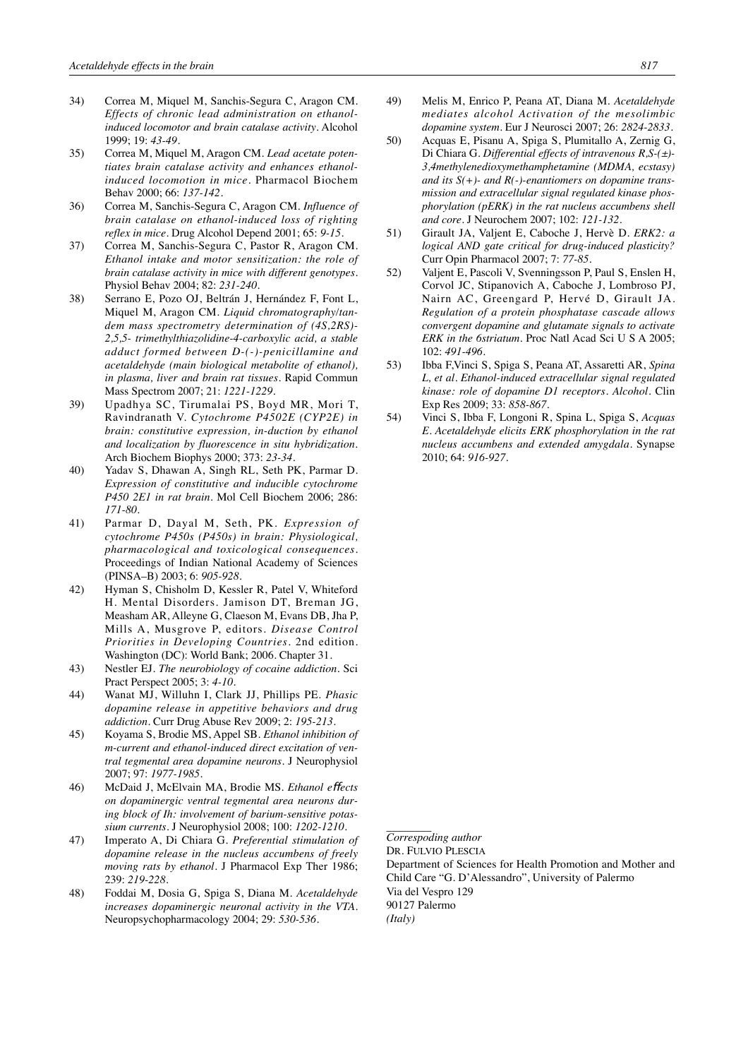34) Correa M, Miquel M, Sanchis-Segura C, Aragon CM. *Effects of chronic lead administration on ethanol-induced locomotor and brain catalase activity*. Alcohol 1999; 19: *43-49*.

35) Correa M, Miquel M, Aragon CM. *Lead acetate potentiates brain catalase activity and enhances ethanol-induced locomotion in mice*. Pharmacol Biochem Behav 2000; 66: *137-142*.

36) Correa M, Sanchis-Segura C, Aragon CM. *Influence of brain catalase on ethanol-induced loss of righting reflex in mice*. Drug Alcohol Depend 2001; 65: *9-15*.

37) Correa M, Sanchis-Segura C, Pastor R, Aragon CM. *Ethanol intake and motor sensitization: the role of brain catalase activity in mice with different genotypes*. Physiol Behav 2004; 82: *231-240*.

38) Serrano E, Pozo OJ, Beltrán J, Hernández F, Font L, Miquel M, Aragon CM. *Liquid chromatography/tandem mass spectrometry determination of (4S,2RS)-2,5,5- trimethylthiazolidine-4-carboxylic acid, a stable adduct formed between D-(-)-penicillamine and acetaldehyde (main biological metabolite of ethanol), in plasma, liver and brain rat tissues*. Rapid Commun Mass Spectrom 2007; 21: *1221-1229*.

39) Upadhya SC, Tirumalai PS, Boyd MR, Mori T, Ravindranath V. *Cytochrome P4502E (CYP2E) in brain: constitutive expression, in-duction by ethanol and localization by fluorescence in situ hybridization*. Arch Biochem Biophys 2000; 373: *23-34*.

40) Yadav S, Dhawan A, Singh RL, Seth PK, Parmar D. *Expression of constitutive and inducible cytochrome P450 2E1 in rat brain*. Mol Cell Biochem 2006; 286: *171-80*.

41) Parmar D, Dayal M, Seth, PK. *Expression of cytochrome P450s (P450s) in brain: Physiological, pharmacological and toxicological consequences*. Proceedings of Indian National Academy of Sciences (PINSA–B) 2003; 6: *905-928*.

42) Hyman S, Chisholm D, Kessler R, Patel V, Whiteford H. Mental Disorders. Jamison DT, Breman JG, Measham AR, Alleyne G, Claeson M, Evans DB, Jha P, Mills A, Musgrove P, editors. *Disease Control Priorities in Developing Countries*. 2nd edition. Washington (DC): World Bank; 2006. Chapter 31.

43) Nestler EJ. *The neurobiology of cocaine addiction*. Sci Pract Perspect 2005; 3: *4-10*.

44) Wanat MJ, Willuhn I, Clark JJ, Phillips PE. *Phasic dopamine release in appetitive behaviors and drug addiction*. Curr Drug Abuse Rev 2009; 2: *195-213*.

45) Koyama S, Brodie MS, Appel SB. *Ethanol inhibition of m-current and ethanol-induced direct excitation of ventral tegmental area dopamine neurons*. J Neurophysiol 2007; 97: *1977-1985*.

46) McDaid J, McElvain MA, Brodie MS. *Ethanol effects on dopaminergic ventral tegmental area neurons during block of Ih: involvement of barium-sensitive potassium currents*. J Neurophysiol 2008; 100: *1202-1210*.

47) Imperato A, Di Chiara G. *Preferential stimulation of dopamine release in the nucleus accumbens of freely moving rats by ethanol*. J Pharmacol Exp Ther 1986; 239: *219-228*.

48) Foddai M, Dosia G, Spiga S, Diana M. *Acetaldehyde increases dopaminergic neuronal activity in the VTA*. Neuropsychopharmacology 2004; 29: *530-536*.

49) Melis M, Enrico P, Peana AT, Diana M. *Acetaldehyde mediates alcohol Activation of the mesolimbic dopamine system*. Eur J Neurosci 2007; 26: *2824-2833*.

50) Acquas E, Pisanu A, Spiga S, Plumitallo A, Zernig G, Di Chiara G. *Differential effects of intravenous R,S-(±)-3,4methylenedioxymethamphetamine (MDMA, ecstasy) and its S(+)- and R(-)-enantiomers on dopamine transmission and extracellular signal regulated kinase phosphorylation (pERK) in the rat nucleus accumbens shell and core*. J Neurochem 2007; 102: *121-132*.

51) Girault JA, Valjent E, Caboche J, Hervè D. *ERK2: a logical AND gate critical for drug-induced plasticity?* Curr Opin Pharmacol 2007; 7: *77-85*.

52) Valjent E, Pascoli V, Svenningsson P, Paul S, Enslen H, Corvol JC, Stipanovich A, Caboche J, Lombroso PJ, Nairn AC, Greengard P, Hervé D, Girault JA. *Regulation of a protein phosphatase cascade allows convergent dopamine and glutamate signals to activate ERK in the 6striatum*. Proc Natl Acad Sci U S A 2005; 102: *491-496*.

53) Ibba F,Vinci S, Spiga S, Peana AT, Assaretti AR, *Spina L, et al. Ethanol-induced extracellular signal regulated kinase: role of dopamine D1 receptors. Alcohol*. Clin Exp Res 2009; 33: *858-867*.

54) Vinci S, Ibba F, Longoni R, Spina L, Spiga S, *Acquas E. Acetaldehyde elicits ERK phosphorylation in the rat nucleus accumbens and extended amygdala*. Synapse 2010; 64: *916-927*.

---

*Correspoding author*
DR. FULVIO PLESCIA
Department of Sciences for Health Promotion and Mother and Child Care "G. D'Alessandro", University of Palermo
Via del Vespro 129
90127 Palermo
*(Italy)*